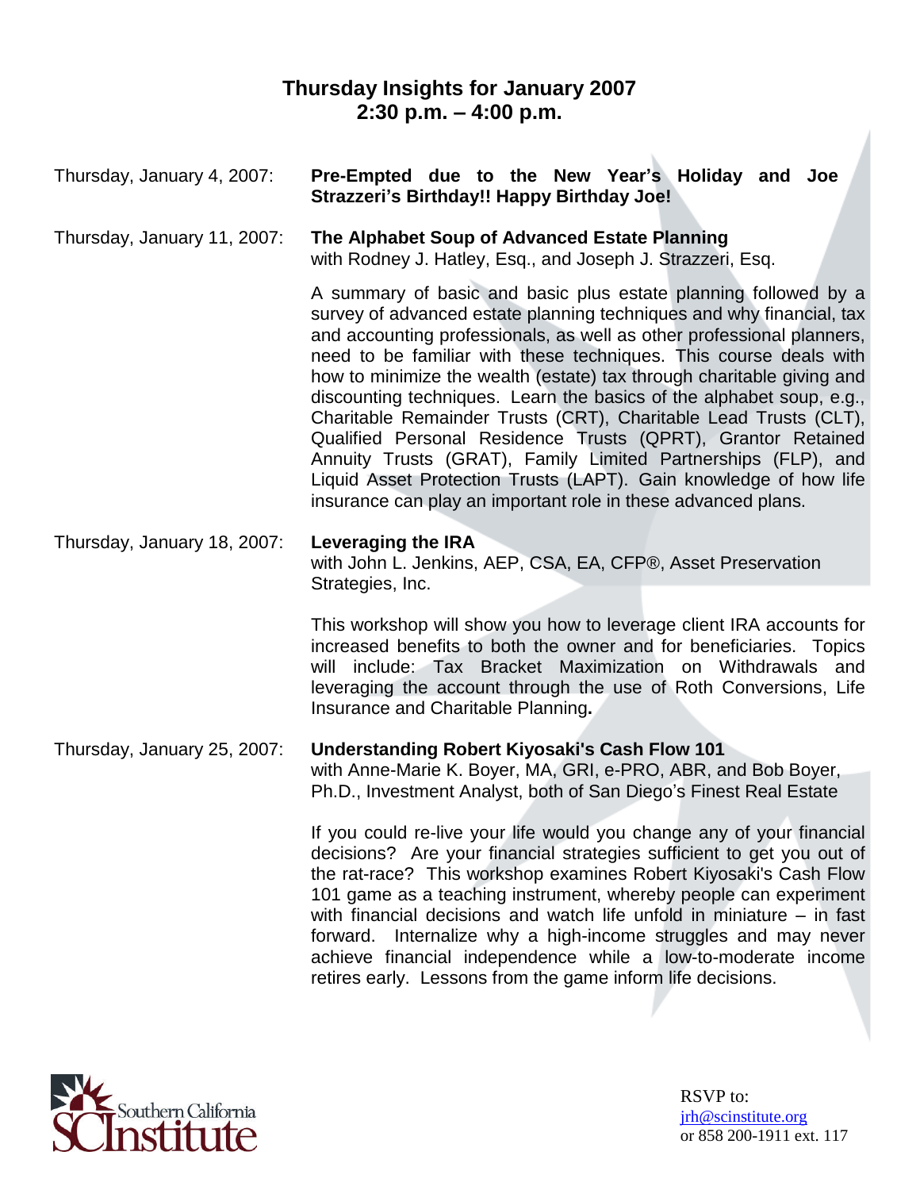# Thursday Insights for January 2007
## 2:30 p.m. – 4:00 p.m.

Thursday, January 4, 2007: **Pre-Empted due to the New Year's Holiday and Joe Strazzeri's Birthday!! Happy Birthday Joe!**

Thursday, January 11, 2007: **The Alphabet Soup of Advanced Estate Planning**
with Rodney J. Hatley, Esq., and Joseph J. Strazzeri, Esq.

A summary of basic and basic plus estate planning followed by a survey of advanced estate planning techniques and why financial, tax and accounting professionals, as well as other professional planners, need to be familiar with these techniques. This course deals with how to minimize the wealth (estate) tax through charitable giving and discounting techniques. Learn the basics of the alphabet soup, e.g., Charitable Remainder Trusts (CRT), Charitable Lead Trusts (CLT), Qualified Personal Residence Trusts (QPRT), Grantor Retained Annuity Trusts (GRAT), Family Limited Partnerships (FLP), and Liquid Asset Protection Trusts (LAPT). Gain knowledge of how life insurance can play an important role in these advanced plans.

Thursday, January 18, 2007: **Leveraging the IRA**
with John L. Jenkins, AEP, CSA, EA, CFP®, Asset Preservation Strategies, Inc.

This workshop will show you how to leverage client IRA accounts for increased benefits to both the owner and for beneficiaries. Topics will include: Tax Bracket Maximization on Withdrawals and leveraging the account through the use of Roth Conversions, Life Insurance and Charitable Planning**.**

Thursday, January 25, 2007: **Understanding Robert Kiyosaki's Cash Flow 101**
with Anne-Marie K. Boyer, MA, GRI, e-PRO, ABR, and Bob Boyer, Ph.D., Investment Analyst, both of San Diego's Finest Real Estate

If you could re-live your life would you change any of your financial decisions? Are your financial strategies sufficient to get you out of the rat-race? This workshop examines Robert Kiyosaki's Cash Flow 101 game as a teaching instrument, whereby people can experiment with financial decisions and watch life unfold in miniature – in fast forward. Internalize why a high-income struggles and may never achieve financial independence while a low-to-moderate income retires early. Lessons from the game inform life decisions.

Southern California Institute

RSVP to:
jrh@scinstitute.org
or 858 200-1911 ext. 117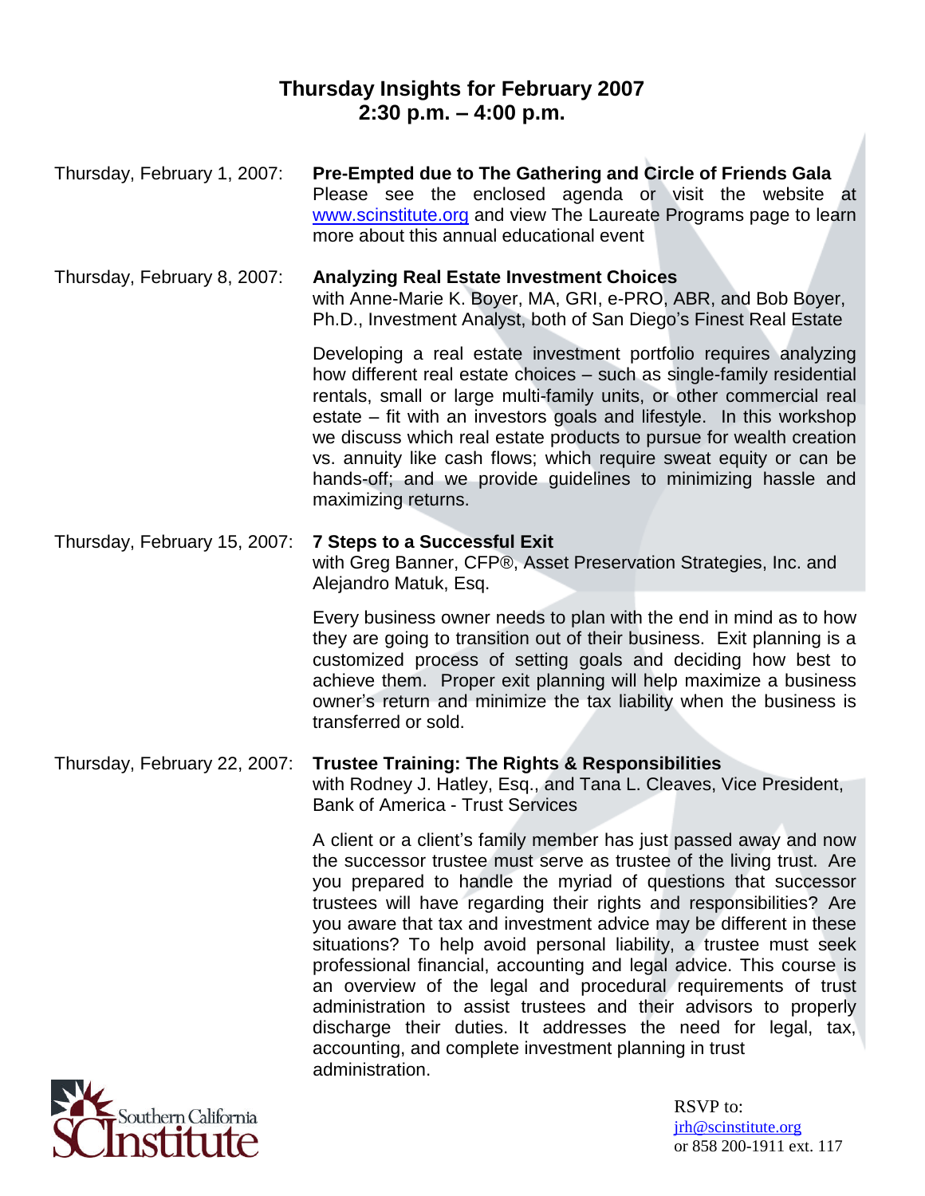# Thursday Insights for February 2007
## 2:30 p.m. – 4:00 p.m.

Thursday, February 1, 2007: **Pre-Empted due to The Gathering and Circle of Friends Gala**
Please see the enclosed agenda or visit the website at www.scinstitute.org and view The Laureate Programs page to learn more about this annual educational event

Thursday, February 8, 2007: **Analyzing Real Estate Investment Choices**
with Anne-Marie K. Boyer, MA, GRI, e-PRO, ABR, and Bob Boyer, Ph.D., Investment Analyst, both of San Diego's Finest Real Estate

Developing a real estate investment portfolio requires analyzing how different real estate choices – such as single-family residential rentals, small or large multi-family units, or other commercial real estate – fit with an investors goals and lifestyle. In this workshop we discuss which real estate products to pursue for wealth creation vs. annuity like cash flows; which require sweat equity or can be hands-off; and we provide guidelines to minimizing hassle and maximizing returns.

Thursday, February 15, 2007: **7 Steps to a Successful Exit**
with Greg Banner, CFP®, Asset Preservation Strategies, Inc. and Alejandro Matuk, Esq.

Every business owner needs to plan with the end in mind as to how they are going to transition out of their business. Exit planning is a customized process of setting goals and deciding how best to achieve them. Proper exit planning will help maximize a business owner's return and minimize the tax liability when the business is transferred or sold.

Thursday, February 22, 2007: **Trustee Training: The Rights & Responsibilities**
with Rodney J. Hatley, Esq., and Tana L. Cleaves, Vice President, Bank of America - Trust Services

A client or a client's family member has just passed away and now the successor trustee must serve as trustee of the living trust. Are you prepared to handle the myriad of questions that successor trustees will have regarding their rights and responsibilities? Are you aware that tax and investment advice may be different in these situations? To help avoid personal liability, a trustee must seek professional financial, accounting and legal advice. This course is an overview of the legal and procedural requirements of trust administration to assist trustees and their advisors to properly discharge their duties. It addresses the need for legal, tax, accounting, and complete investment planning in trust administration.

Southern California Institute

RSVP to:
jrh@scinstitute.org
or 858 200-1911 ext. 117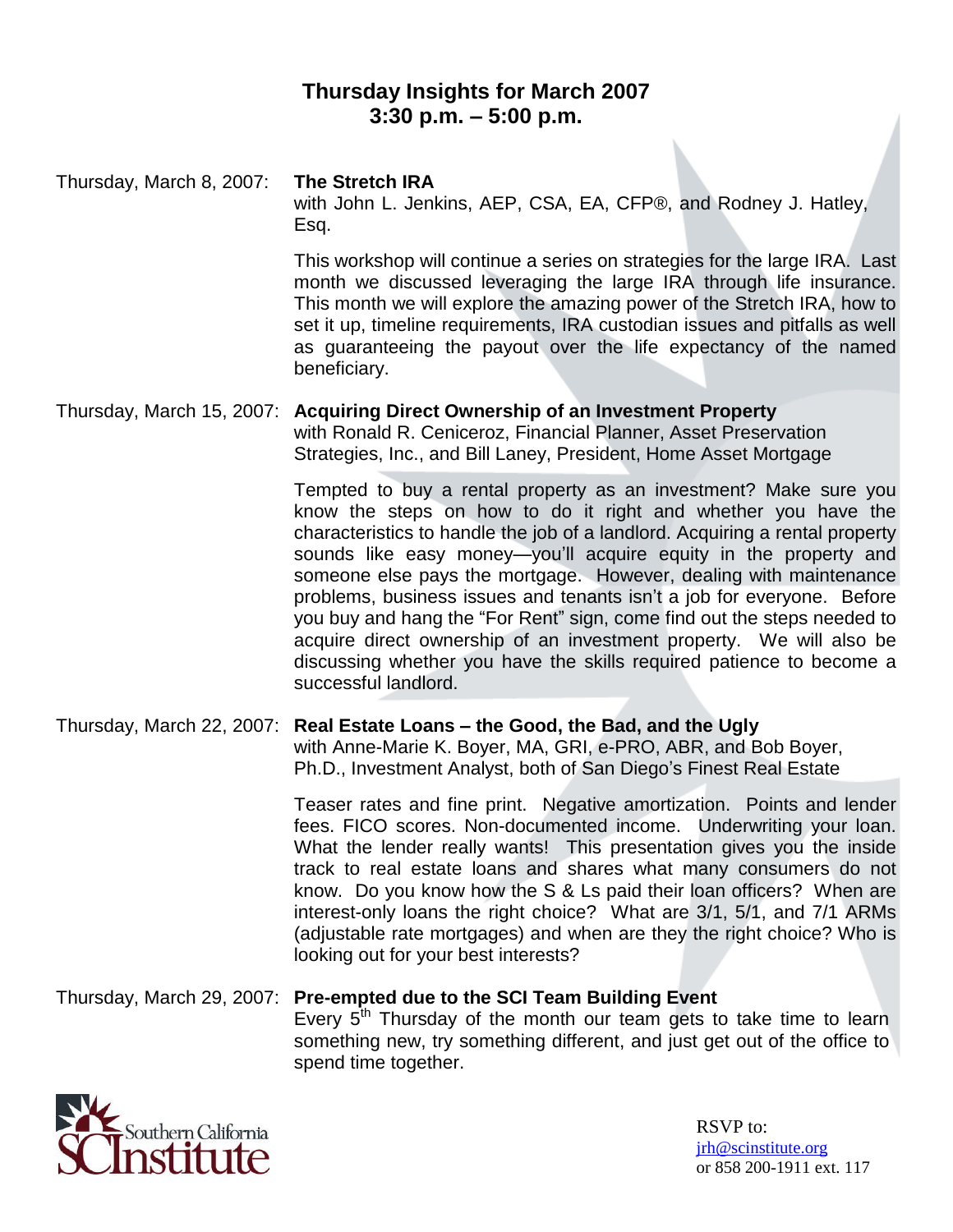# Thursday Insights for March 2007
## 3:30 p.m. – 5:00 p.m.

**Thursday, March 8, 2007: The Stretch IRA**
with John L. Jenkins, AEP, CSA, EA, CFP®, and Rodney J. Hatley, Esq.

This workshop will continue a series on strategies for the large IRA. Last month we discussed leveraging the large IRA through life insurance. This month we will explore the amazing power of the Stretch IRA, how to set it up, timeline requirements, IRA custodian issues and pitfalls as well as guaranteeing the payout over the life expectancy of the named beneficiary.

**Thursday, March 15, 2007: Acquiring Direct Ownership of an Investment Property**
with Ronald R. Ceniceroz, Financial Planner, Asset Preservation Strategies, Inc., and Bill Laney, President, Home Asset Mortgage

Tempted to buy a rental property as an investment? Make sure you know the steps on how to do it right and whether you have the characteristics to handle the job of a landlord. Acquiring a rental property sounds like easy money—you'll acquire equity in the property and someone else pays the mortgage. However, dealing with maintenance problems, business issues and tenants isn't a job for everyone. Before you buy and hang the "For Rent" sign, come find out the steps needed to acquire direct ownership of an investment property. We will also be discussing whether you have the skills required patience to become a successful landlord.

**Thursday, March 22, 2007: Real Estate Loans – the Good, the Bad, and the Ugly**
with Anne-Marie K. Boyer, MA, GRI, e-PRO, ABR, and Bob Boyer, Ph.D., Investment Analyst, both of San Diego's Finest Real Estate

Teaser rates and fine print. Negative amortization. Points and lender fees. FICO scores. Non-documented income. Underwriting your loan. What the lender really wants! This presentation gives you the inside track to real estate loans and shares what many consumers do not know. Do you know how the S & Ls paid their loan officers? When are interest-only loans the right choice? What are 3/1, 5/1, and 7/1 ARMs (adjustable rate mortgages) and when are they the right choice? Who is looking out for your best interests?

**Thursday, March 29, 2007: Pre-empted due to the SCI Team Building Event**
Every 5th Thursday of the month our team gets to take time to learn something new, try something different, and just get out of the office to spend time together.

Southern California Institute

RSVP to:
jrh@scinstitute.org
or 858 200-1911 ext. 117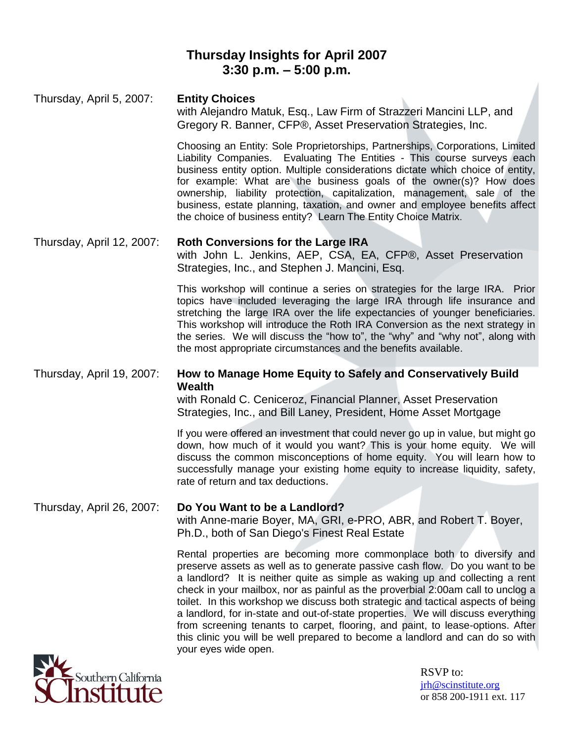# Thursday Insights for April 2007
## 3:30 p.m. – 5:00 p.m.

**Thursday, April 5, 2007: Entity Choices**

with Alejandro Matuk, Esq., Law Firm of Strazzeri Mancini LLP, and Gregory R. Banner, CFP®, Asset Preservation Strategies, Inc.

Choosing an Entity: Sole Proprietorships, Partnerships, Corporations, Limited Liability Companies. Evaluating The Entities - This course surveys each business entity option. Multiple considerations dictate which choice of entity, for example: What are the business goals of the owner(s)? How does ownership, liability protection, capitalization, management, sale of the business, estate planning, taxation, and owner and employee benefits affect the choice of business entity? Learn The Entity Choice Matrix.

**Thursday, April 12, 2007: Roth Conversions for the Large IRA**

with John L. Jenkins, AEP, CSA, EA, CFP®, Asset Preservation Strategies, Inc., and Stephen J. Mancini, Esq.

This workshop will continue a series on strategies for the large IRA. Prior topics have included leveraging the large IRA through life insurance and stretching the large IRA over the life expectancies of younger beneficiaries. This workshop will introduce the Roth IRA Conversion as the next strategy in the series. We will discuss the "how to", the "why" and "why not", along with the most appropriate circumstances and the benefits available.

**Thursday, April 19, 2007: How to Manage Home Equity to Safely and Conservatively Build Wealth**

with Ronald C. Ceniceroz, Financial Planner, Asset Preservation Strategies, Inc., and Bill Laney, President, Home Asset Mortgage

If you were offered an investment that could never go up in value, but might go down, how much of it would you want? This is your home equity. We will discuss the common misconceptions of home equity. You will learn how to successfully manage your existing home equity to increase liquidity, safety, rate of return and tax deductions.

**Thursday, April 26, 2007: Do You Want to be a Landlord?**

with Anne-marie Boyer, MA, GRI, e-PRO, ABR, and Robert T. Boyer, Ph.D., both of San Diego's Finest Real Estate

Rental properties are becoming more commonplace both to diversify and preserve assets as well as to generate passive cash flow. Do you want to be a landlord? It is neither quite as simple as waking up and collecting a rent check in your mailbox, nor as painful as the proverbial 2:00am call to unclog a toilet. In this workshop we discuss both strategic and tactical aspects of being a landlord, for in-state and out-of-state properties. We will discuss everything from screening tenants to carpet, flooring, and paint, to lease-options. After this clinic you will be well prepared to become a landlord and can do so with your eyes wide open.

Southern California SCInstitute

RSVP to:
jrh@scinstitute.org
or 858 200-1911 ext. 117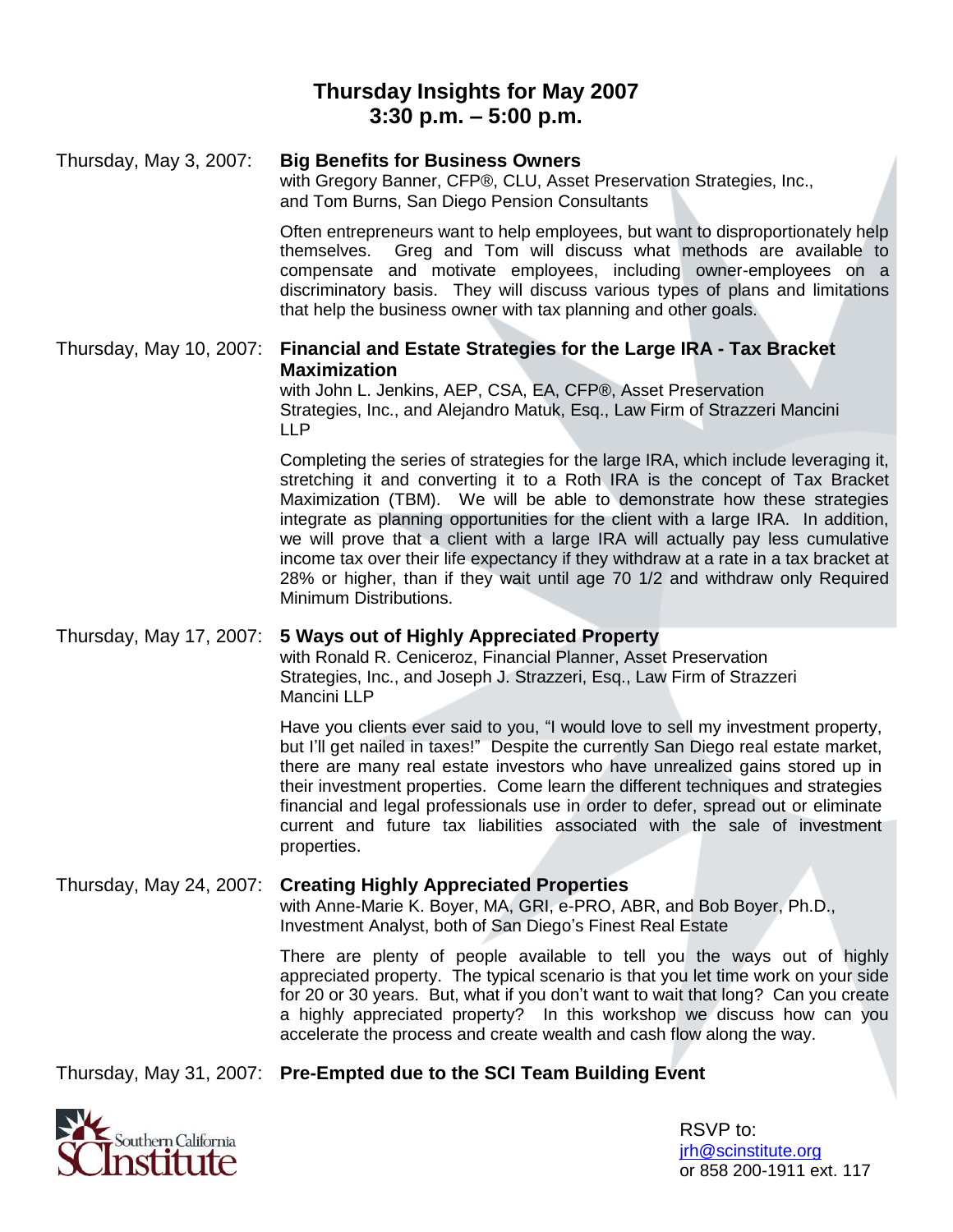# Thursday Insights for May 2007
## 3:30 p.m. – 5:00 p.m.

**Thursday, May 3, 2007: Big Benefits for Business Owners**

with Gregory Banner, CFP®, CLU, Asset Preservation Strategies, Inc., and Tom Burns, San Diego Pension Consultants

Often entrepreneurs want to help employees, but want to disproportionately help themselves. Greg and Tom will discuss what methods are available to compensate and motivate employees, including owner-employees on a discriminatory basis. They will discuss various types of plans and limitations that help the business owner with tax planning and other goals.

**Thursday, May 10, 2007: Financial and Estate Strategies for the Large IRA - Tax Bracket Maximization**

with John L. Jenkins, AEP, CSA, EA, CFP®, Asset Preservation Strategies, Inc., and Alejandro Matuk, Esq., Law Firm of Strazzeri Mancini LLP

Completing the series of strategies for the large IRA, which include leveraging it, stretching it and converting it to a Roth IRA is the concept of Tax Bracket Maximization (TBM). We will be able to demonstrate how these strategies integrate as planning opportunities for the client with a large IRA. In addition, we will prove that a client with a large IRA will actually pay less cumulative income tax over their life expectancy if they withdraw at a rate in a tax bracket at 28% or higher, than if they wait until age 70 1/2 and withdraw only Required Minimum Distributions.

**Thursday, May 17, 2007: 5 Ways out of Highly Appreciated Property**

with Ronald R. Ceniceroz, Financial Planner, Asset Preservation Strategies, Inc., and Joseph J. Strazzeri, Esq., Law Firm of Strazzeri Mancini LLP

Have you clients ever said to you, "I would love to sell my investment property, but I'll get nailed in taxes!" Despite the currently San Diego real estate market, there are many real estate investors who have unrealized gains stored up in their investment properties. Come learn the different techniques and strategies financial and legal professionals use in order to defer, spread out or eliminate current and future tax liabilities associated with the sale of investment properties.

**Thursday, May 24, 2007: Creating Highly Appreciated Properties**

with Anne-Marie K. Boyer, MA, GRI, e-PRO, ABR, and Bob Boyer, Ph.D., Investment Analyst, both of San Diego's Finest Real Estate

There are plenty of people available to tell you the ways out of highly appreciated property. The typical scenario is that you let time work on your side for 20 or 30 years. But, what if you don't want to wait that long? Can you create a highly appreciated property? In this workshop we discuss how can you accelerate the process and create wealth and cash flow along the way.

**Thursday, May 31, 2007: Pre-Empted due to the SCI Team Building Event**

Southern California SCInstitute

RSVP to:
jrh@scinstitute.org
or 858 200-1911 ext. 117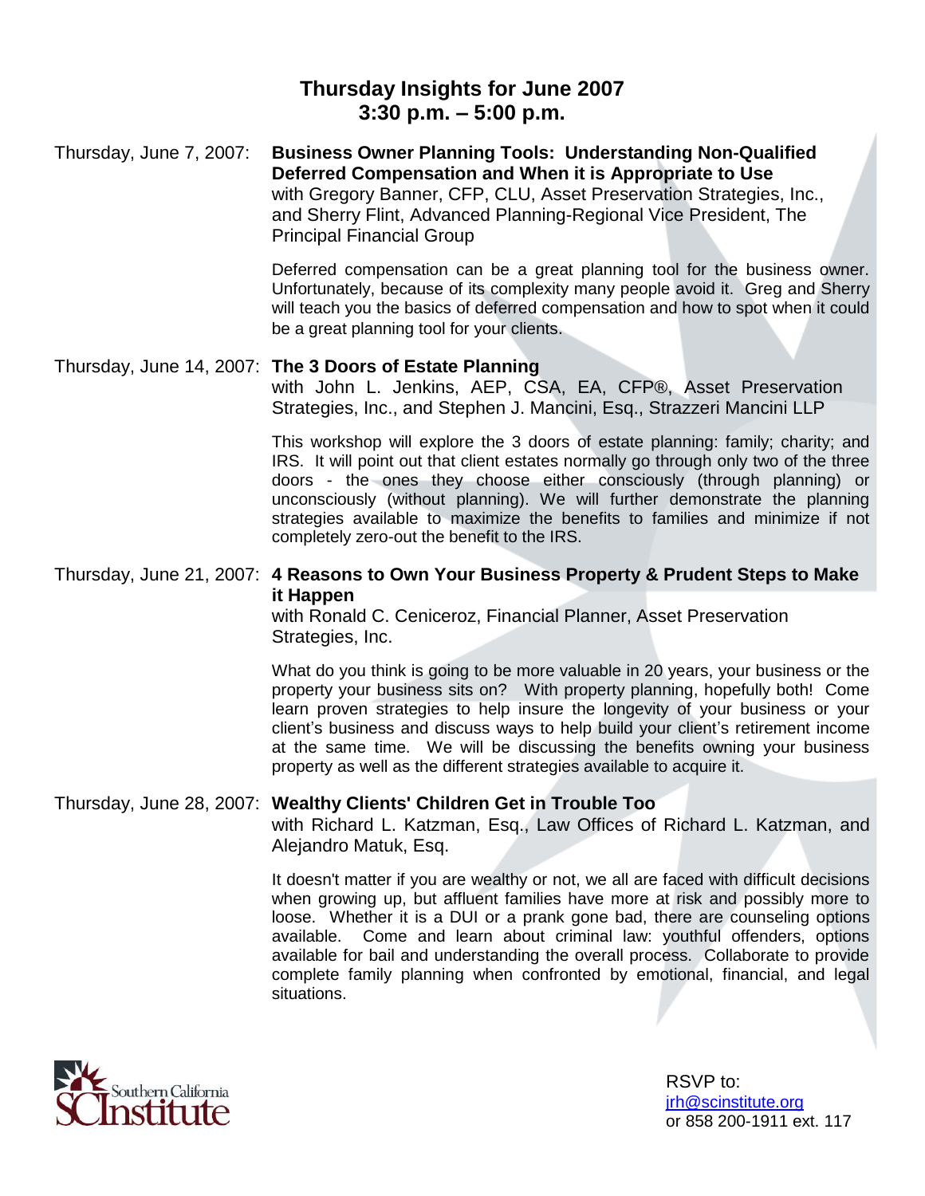# Thursday Insights for June 2007
## 3:30 p.m. – 5:00 p.m.

Thursday, June 7, 2007: **Business Owner Planning Tools: Understanding Non-Qualified Deferred Compensation and When it is Appropriate to Use**
with Gregory Banner, CFP, CLU, Asset Preservation Strategies, Inc., and Sherry Flint, Advanced Planning-Regional Vice President, The Principal Financial Group

Deferred compensation can be a great planning tool for the business owner. Unfortunately, because of its complexity many people avoid it. Greg and Sherry will teach you the basics of deferred compensation and how to spot when it could be a great planning tool for your clients.

Thursday, June 14, 2007: **The 3 Doors of Estate Planning**
with John L. Jenkins, AEP, CSA, EA, CFP®, Asset Preservation Strategies, Inc., and Stephen J. Mancini, Esq., Strazzeri Mancini LLP

This workshop will explore the 3 doors of estate planning: family; charity; and IRS. It will point out that client estates normally go through only two of the three doors - the ones they choose either consciously (through planning) or unconsciously (without planning). We will further demonstrate the planning strategies available to maximize the benefits to families and minimize if not completely zero-out the benefit to the IRS.

Thursday, June 21, 2007: **4 Reasons to Own Your Business Property & Prudent Steps to Make it Happen**
with Ronald C. Ceniceroz, Financial Planner, Asset Preservation Strategies, Inc.

What do you think is going to be more valuable in 20 years, your business or the property your business sits on? With property planning, hopefully both! Come learn proven strategies to help insure the longevity of your business or your client's business and discuss ways to help build your client's retirement income at the same time. We will be discussing the benefits owning your business property as well as the different strategies available to acquire it.

Thursday, June 28, 2007: **Wealthy Clients' Children Get in Trouble Too**
with Richard L. Katzman, Esq., Law Offices of Richard L. Katzman, and Alejandro Matuk, Esq.

It doesn't matter if you are wealthy or not, we all are faced with difficult decisions when growing up, but affluent families have more at risk and possibly more to loose. Whether it is a DUI or a prank gone bad, there are counseling options available. Come and learn about criminal law: youthful offenders, options available for bail and understanding the overall process. Collaborate to provide complete family planning when confronted by emotional, financial, and legal situations.

Southern California Institute

RSVP to:
jrh@scinstitute.org
or 858 200-1911 ext. 117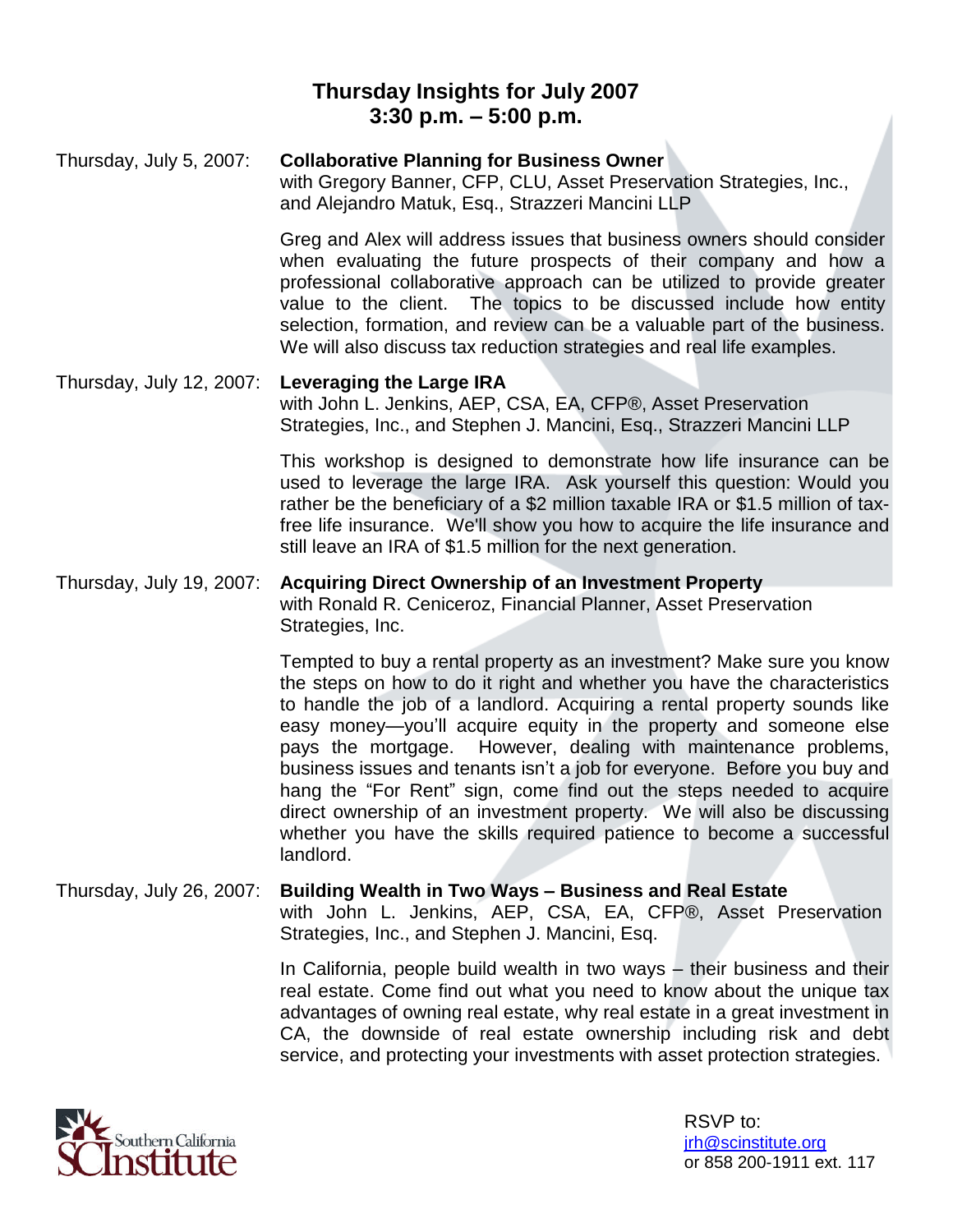# Thursday Insights for July 2007
## 3:30 p.m. – 5:00 p.m.

Thursday, July 5, 2007: **Collaborative Planning for Business Owner**
with Gregory Banner, CFP, CLU, Asset Preservation Strategies, Inc., and Alejandro Matuk, Esq., Strazzeri Mancini LLP

Greg and Alex will address issues that business owners should consider when evaluating the future prospects of their company and how a professional collaborative approach can be utilized to provide greater value to the client. The topics to be discussed include how entity selection, formation, and review can be a valuable part of the business. We will also discuss tax reduction strategies and real life examples.

Thursday, July 12, 2007: **Leveraging the Large IRA**
with John L. Jenkins, AEP, CSA, EA, CFP®, Asset Preservation Strategies, Inc., and Stephen J. Mancini, Esq., Strazzeri Mancini LLP

This workshop is designed to demonstrate how life insurance can be used to leverage the large IRA. Ask yourself this question: Would you rather be the beneficiary of a $2 million taxable IRA or $1.5 million of tax-free life insurance. We'll show you how to acquire the life insurance and still leave an IRA of $1.5 million for the next generation.

Thursday, July 19, 2007: **Acquiring Direct Ownership of an Investment Property**
with Ronald R. Ceniceroz, Financial Planner, Asset Preservation Strategies, Inc.

Tempted to buy a rental property as an investment? Make sure you know the steps on how to do it right and whether you have the characteristics to handle the job of a landlord. Acquiring a rental property sounds like easy money—you'll acquire equity in the property and someone else pays the mortgage. However, dealing with maintenance problems, business issues and tenants isn't a job for everyone. Before you buy and hang the "For Rent" sign, come find out the steps needed to acquire direct ownership of an investment property. We will also be discussing whether you have the skills required patience to become a successful landlord.

Thursday, July 26, 2007: **Building Wealth in Two Ways – Business and Real Estate**
with John L. Jenkins, AEP, CSA, EA, CFP®, Asset Preservation Strategies, Inc., and Stephen J. Mancini, Esq.

In California, people build wealth in two ways – their business and their real estate. Come find out what you need to know about the unique tax advantages of owning real estate, why real estate in a great investment in CA, the downside of real estate ownership including risk and debt service, and protecting your investments with asset protection strategies.

Southern California SCInstitute

RSVP to:
jrh@scinstitute.org
or 858 200-1911 ext. 117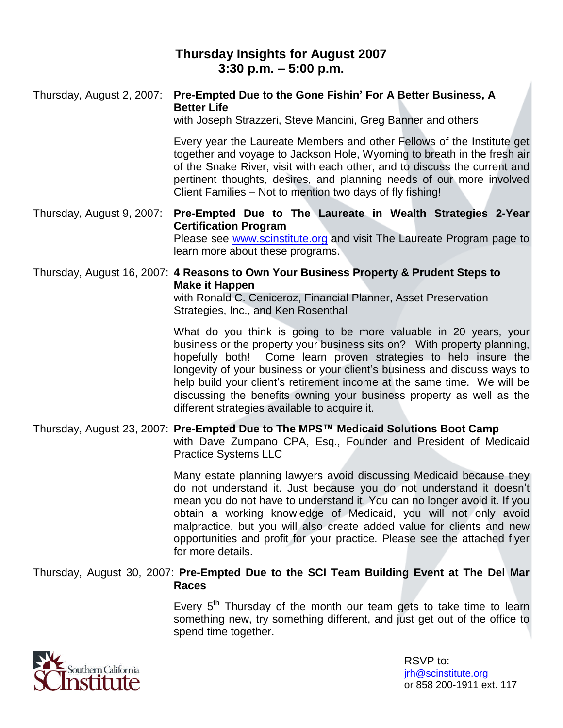# Thursday Insights for August 2007
## 3:30 p.m. – 5:00 p.m.

Thursday, August 2, 2007: **Pre-Empted Due to the Gone Fishin' For A Better Business, A Better Life**

with Joseph Strazzeri, Steve Mancini, Greg Banner and others

Every year the Laureate Members and other Fellows of the Institute get together and voyage to Jackson Hole, Wyoming to breath in the fresh air of the Snake River, visit with each other, and to discuss the current and pertinent thoughts, desires, and planning needs of our more involved Client Families – Not to mention two days of fly fishing!

Thursday, August 9, 2007: **Pre-Empted Due to The Laureate in Wealth Strategies 2-Year Certification Program**

Please see www.scinstitute.org and visit The Laureate Program page to learn more about these programs.

Thursday, August 16, 2007: **4 Reasons to Own Your Business Property & Prudent Steps to Make it Happen**

with Ronald C. Ceniceroz, Financial Planner, Asset Preservation Strategies, Inc., and Ken Rosenthal

What do you think is going to be more valuable in 20 years, your business or the property your business sits on? With property planning, hopefully both! Come learn proven strategies to help insure the longevity of your business or your client's business and discuss ways to help build your client's retirement income at the same time. We will be discussing the benefits owning your business property as well as the different strategies available to acquire it.

Thursday, August 23, 2007: **Pre-Empted Due to The MPS™ Medicaid Solutions Boot Camp**

with Dave Zumpano CPA, Esq., Founder and President of Medicaid Practice Systems LLC

Many estate planning lawyers avoid discussing Medicaid because they do not understand it. Just because you do not understand it doesn't mean you do not have to understand it. You can no longer avoid it. If you obtain a working knowledge of Medicaid, you will not only avoid malpractice, but you will also create added value for clients and new opportunities and profit for your practice. Please see the attached flyer for more details.

Thursday, August 30, 2007: **Pre-Empted Due to the SCI Team Building Event at The Del Mar Races**

Every 5th Thursday of the month our team gets to take time to learn something new, try something different, and just get out of the office to spend time together.

Southern California Institute

RSVP to:
jrh@scinstitute.org
or 858 200-1911 ext. 117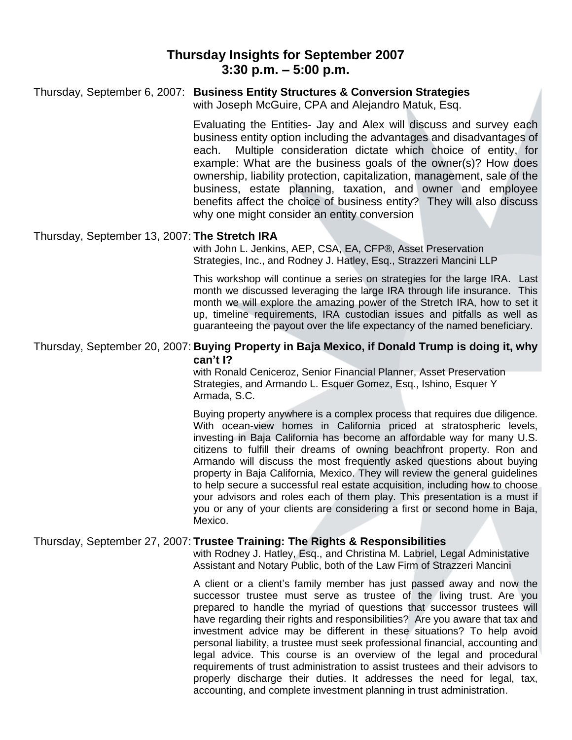## Thursday Insights for September 2007
## 3:30 p.m. – 5:00 p.m.

Thursday, September 6, 2007: **Business Entity Structures & Conversion Strategies**
with Joseph McGuire, CPA and Alejandro Matuk, Esq.

Evaluating the Entities- Jay and Alex will discuss and survey each business entity option including the advantages and disadvantages of each. Multiple consideration dictate which choice of entity, for example: What are the business goals of the owner(s)? How does ownership, liability protection, capitalization, management, sale of the business, estate planning, taxation, and owner and employee benefits affect the choice of business entity? They will also discuss why one might consider an entity conversion

Thursday, September 13, 2007: **The Stretch IRA**
with John L. Jenkins, AEP, CSA, EA, CFP®, Asset Preservation Strategies, Inc., and Rodney J. Hatley, Esq., Strazzeri Mancini LLP

This workshop will continue a series on strategies for the large IRA. Last month we discussed leveraging the large IRA through life insurance. This month we will explore the amazing power of the Stretch IRA, how to set it up, timeline requirements, IRA custodian issues and pitfalls as well as guaranteeing the payout over the life expectancy of the named beneficiary.

Thursday, September 20, 2007: **Buying Property in Baja Mexico, if Donald Trump is doing it, why can't I?**
with Ronald Ceniceroz, Senior Financial Planner, Asset Preservation Strategies, and Armando L. Esquer Gomez, Esq., Ishino, Esquer Y Armada, S.C.

Buying property anywhere is a complex process that requires due diligence. With ocean-view homes in California priced at stratospheric levels, investing in Baja California has become an affordable way for many U.S. citizens to fulfill their dreams of owning beachfront property. Ron and Armando will discuss the most frequently asked questions about buying property in Baja California, Mexico. They will review the general guidelines to help secure a successful real estate acquisition, including how to choose your advisors and roles each of them play. This presentation is a must if you or any of your clients are considering a first or second home in Baja, Mexico.

Thursday, September 27, 2007: **Trustee Training: The Rights & Responsibilities**
with Rodney J. Hatley, Esq., and Christina M. Labriel, Legal Administative Assistant and Notary Public, both of the Law Firm of Strazzeri Mancini

A client or a client's family member has just passed away and now the successor trustee must serve as trustee of the living trust. Are you prepared to handle the myriad of questions that successor trustees will have regarding their rights and responsibilities? Are you aware that tax and investment advice may be different in these situations? To help avoid personal liability, a trustee must seek professional financial, accounting and legal advice. This course is an overview of the legal and procedural requirements of trust administration to assist trustees and their advisors to properly discharge their duties. It addresses the need for legal, tax, accounting, and complete investment planning in trust administration.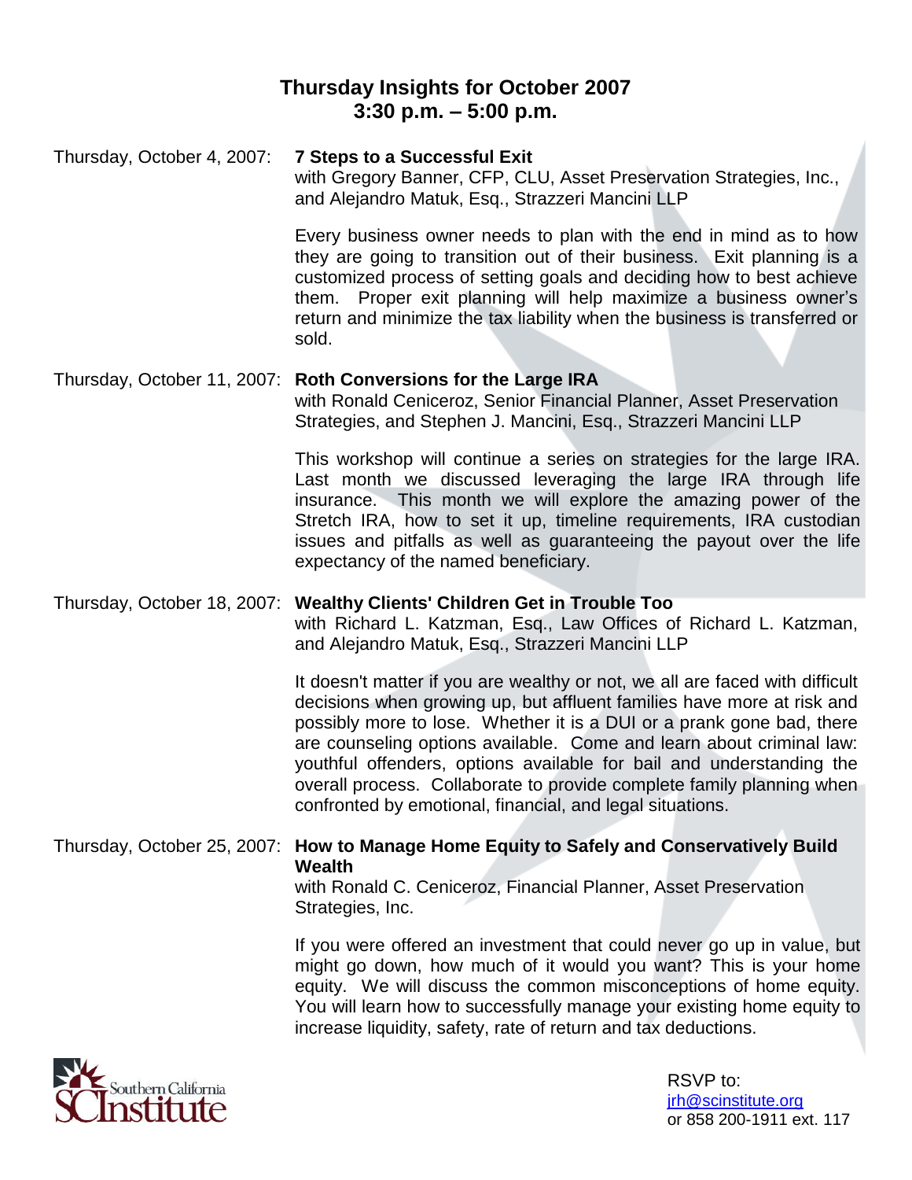# Thursday Insights for October 2007
## 3:30 p.m. – 5:00 p.m.

Thursday, October 4, 2007: **7 Steps to a Successful Exit**
with Gregory Banner, CFP, CLU, Asset Preservation Strategies, Inc., and Alejandro Matuk, Esq., Strazzeri Mancini LLP

Every business owner needs to plan with the end in mind as to how they are going to transition out of their business. Exit planning is a customized process of setting goals and deciding how to best achieve them. Proper exit planning will help maximize a business owner's return and minimize the tax liability when the business is transferred or sold.

Thursday, October 11, 2007: **Roth Conversions for the Large IRA**
with Ronald Ceniceroz, Senior Financial Planner, Asset Preservation Strategies, and Stephen J. Mancini, Esq., Strazzeri Mancini LLP

This workshop will continue a series on strategies for the large IRA. Last month we discussed leveraging the large IRA through life insurance. This month we will explore the amazing power of the Stretch IRA, how to set it up, timeline requirements, IRA custodian issues and pitfalls as well as guaranteeing the payout over the life expectancy of the named beneficiary.

Thursday, October 18, 2007: **Wealthy Clients' Children Get in Trouble Too**
with Richard L. Katzman, Esq., Law Offices of Richard L. Katzman, and Alejandro Matuk, Esq., Strazzeri Mancini LLP

It doesn't matter if you are wealthy or not, we all are faced with difficult decisions when growing up, but affluent families have more at risk and possibly more to lose. Whether it is a DUI or a prank gone bad, there are counseling options available. Come and learn about criminal law: youthful offenders, options available for bail and understanding the overall process. Collaborate to provide complete family planning when confronted by emotional, financial, and legal situations.

Thursday, October 25, 2007: **How to Manage Home Equity to Safely and Conservatively Build Wealth**
with Ronald C. Ceniceroz, Financial Planner, Asset Preservation Strategies, Inc.

If you were offered an investment that could never go up in value, but might go down, how much of it would you want? This is your home equity. We will discuss the common misconceptions of home equity. You will learn how to successfully manage your existing home equity to increase liquidity, safety, rate of return and tax deductions.

Southern California Institute

RSVP to:
jrh@scinstitute.org
or 858 200-1911 ext. 117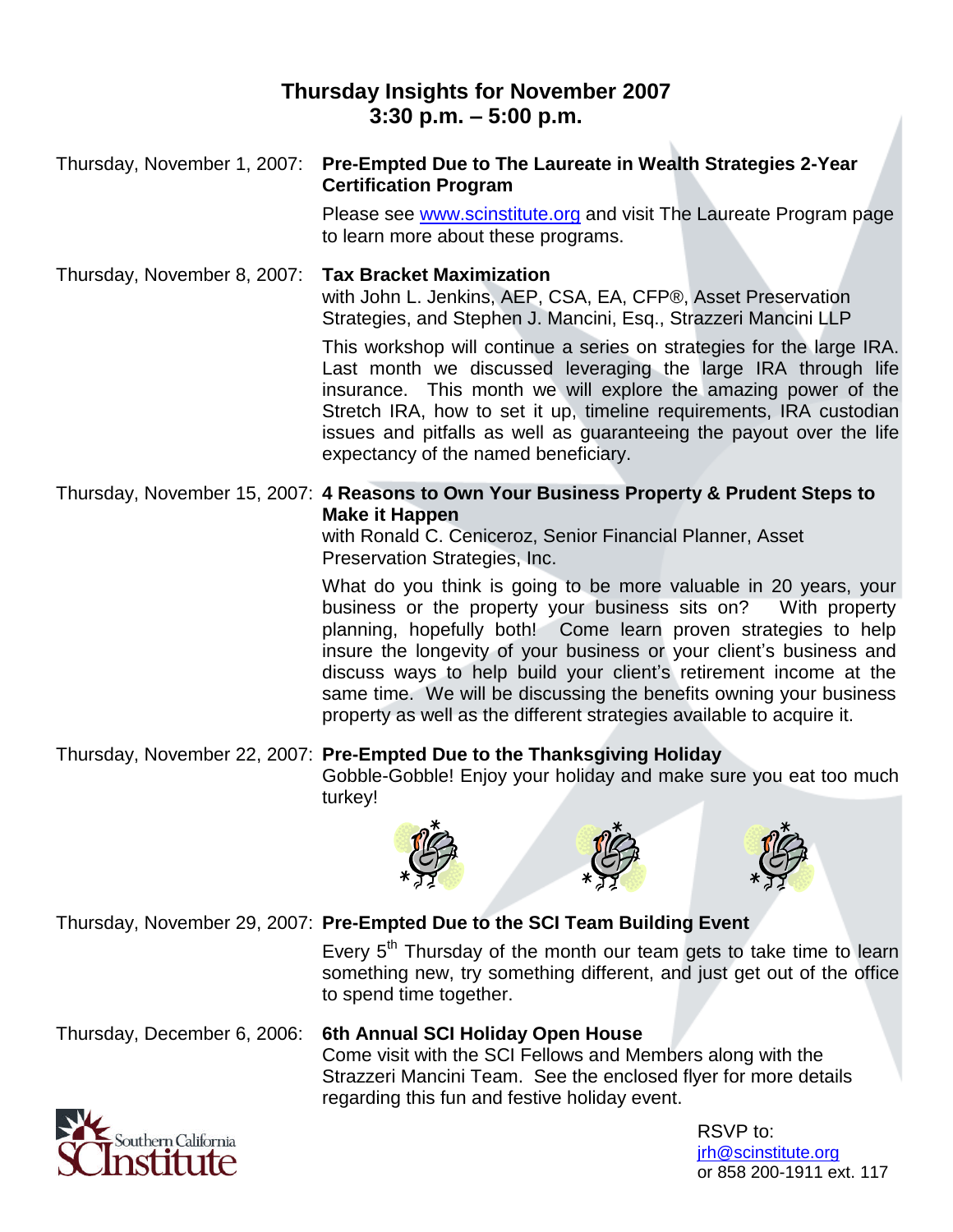# Thursday Insights for November 2007
## 3:30 p.m. – 5:00 p.m.

Thursday, November 1, 2007: **Pre-Empted Due to The Laureate in Wealth Strategies 2-Year Certification Program**

Please see www.scinstitute.org and visit The Laureate Program page to learn more about these programs.

Thursday, November 8, 2007: **Tax Bracket Maximization**

with John L. Jenkins, AEP, CSA, EA, CFP®, Asset Preservation Strategies, and Stephen J. Mancini, Esq., Strazzeri Mancini LLP

This workshop will continue a series on strategies for the large IRA. Last month we discussed leveraging the large IRA through life insurance. This month we will explore the amazing power of the Stretch IRA, how to set it up, timeline requirements, IRA custodian issues and pitfalls as well as guaranteeing the payout over the life expectancy of the named beneficiary.

Thursday, November 15, 2007: **4 Reasons to Own Your Business Property & Prudent Steps to Make it Happen**

with Ronald C. Ceniceroz, Senior Financial Planner, Asset Preservation Strategies, Inc.

What do you think is going to be more valuable in 20 years, your business or the property your business sits on? With property planning, hopefully both! Come learn proven strategies to help insure the longevity of your business or your client's business and discuss ways to help build your client's retirement income at the same time. We will be discussing the benefits owning your business property as well as the different strategies available to acquire it.

Thursday, November 22, 2007: **Pre-Empted Due to the Thanksgiving Holiday**

Gobble-Gobble! Enjoy your holiday and make sure you eat too much turkey!

Thursday, November 29, 2007: **Pre-Empted Due to the SCI Team Building Event**

Every 5th Thursday of the month our team gets to take time to learn something new, try something different, and just get out of the office to spend time together.

Thursday, December 6, 2006: **6th Annual SCI Holiday Open House**

Come visit with the SCI Fellows and Members along with the Strazzeri Mancini Team. See the enclosed flyer for more details regarding this fun and festive holiday event.

Southern California SCInstitute

RSVP to:
jrh@scinstitute.org
or 858 200-1911 ext. 117